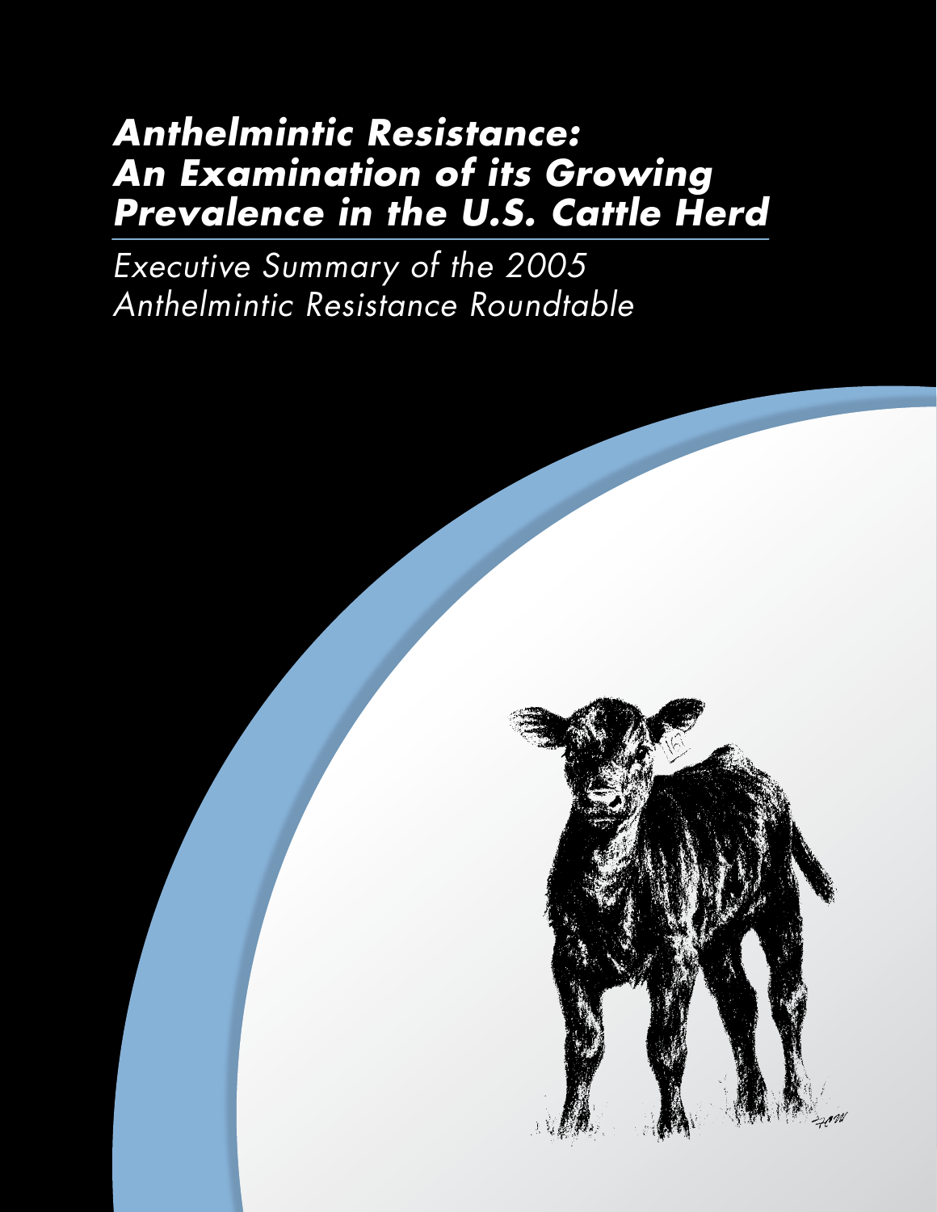# *Anthelmintic Resistance: An Examination of its Growing Prevalence in the U.S. Cattle Herd*

*Executive Summary of the 2005 Anthelmintic Resistance Roundtable*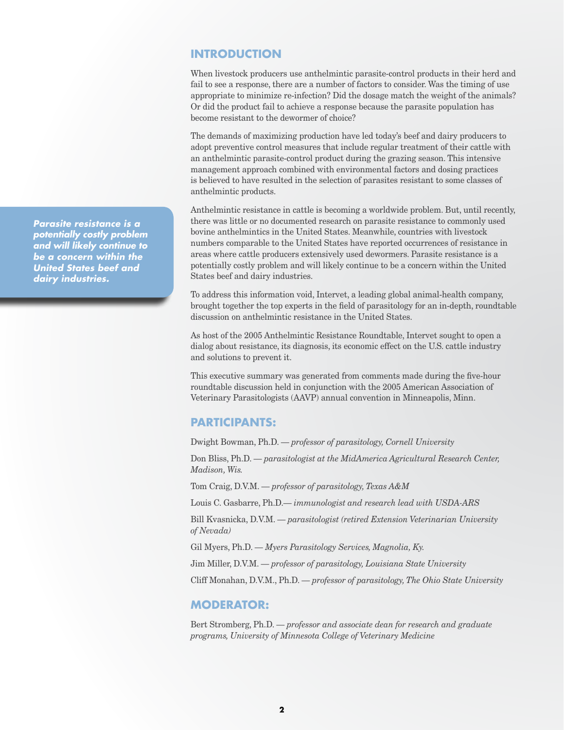## INTRODUCTION

When livestock producers use anthelmintic parasite-control products in their herd and fail to see a response, there are a number of factors to consider. Was the timing of use appropriate to minimize re-infection? Did the dosage match the weight of the animals? Or did the product fail to achieve a response because the parasite population has become resistant to the dewormer of choice?

The demands of maximizing production have led today's beef and dairy producers to adopt preventive control measures that include regular treatment of their cattle with an anthelmintic parasite-control product during the grazing season. This intensive management approach combined with environmental factors and dosing practices is believed to have resulted in the selection of parasites resistant to some classes of anthelmintic products.

***Parasite resistance is a potentially costly problem and will likely continue to be a concern within the United States beef and dairy industries.***

Anthelmintic resistance in cattle is becoming a worldwide problem. But, until recently, there was little or no documented research on parasite resistance to commonly used bovine anthelmintics in the United States. Meanwhile, countries with livestock numbers comparable to the United States have reported occurrences of resistance in areas where cattle producers extensively used dewormers. Parasite resistance is a potentially costly problem and will likely continue to be a concern within the United States beef and dairy industries.

To address this information void, Intervet, a leading global animal-health company, brought together the top experts in the field of parasitology for an in-depth, roundtable discussion on anthelmintic resistance in the United States.

As host of the 2005 Anthelmintic Resistance Roundtable, Intervet sought to open a dialog about resistance, its diagnosis, its economic effect on the U.S. cattle industry and solutions to prevent it.

This executive summary was generated from comments made during the five-hour roundtable discussion held in conjunction with the 2005 American Association of Veterinary Parasitologists (AAVP) annual convention in Minneapolis, Minn.

## PARTICIPANTS:

Dwight Bowman, Ph.D. — *professor of parasitology, Cornell University*

Don Bliss, Ph.D. — *parasitologist at the MidAmerica Agricultural Research Center, Madison, Wis.*

Tom Craig, D.V.M. — *professor of parasitology, Texas A&M*

Louis C. Gasbarre, Ph.D.— *immunologist and research lead with USDA-ARS*

Bill Kvasnicka, D.V.M. — *parasitologist (retired Extension Veterinarian University of Nevada)*

Gil Myers, Ph.D. — *Myers Parasitology Services, Magnolia, Ky.*

Jim Miller, D.V.M. — *professor of parasitology, Louisiana State University*

Cliff Monahan, D.V.M., Ph.D. — *professor of parasitology, The Ohio State University*

## MODERATOR:

Bert Stromberg, Ph.D. — *professor and associate dean for research and graduate programs, University of Minnesota College of Veterinary Medicine*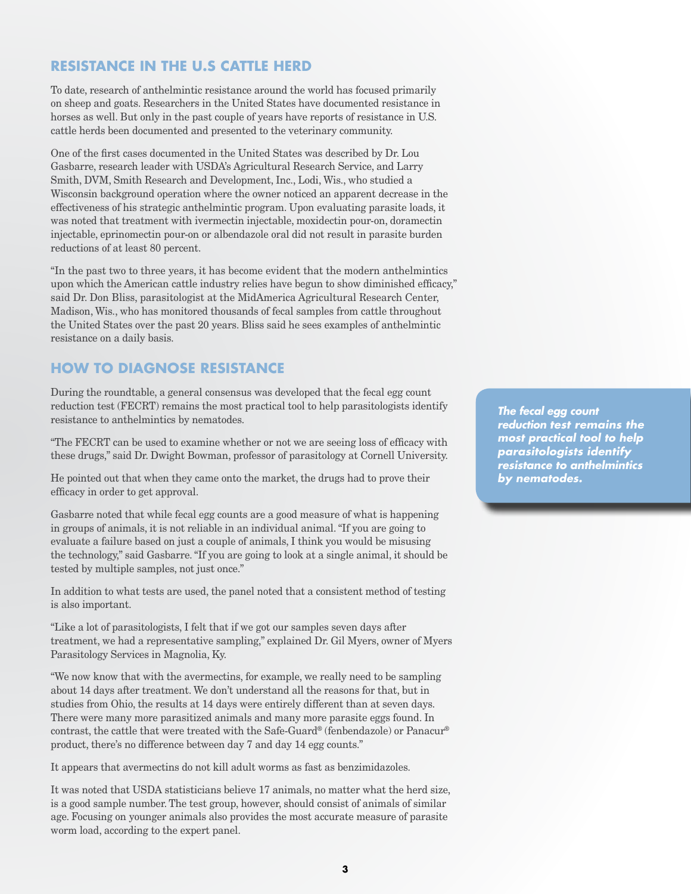## RESISTANCE IN THE U.S CATTLE HERD

To date, research of anthelmintic resistance around the world has focused primarily on sheep and goats. Researchers in the United States have documented resistance in horses as well. But only in the past couple of years have reports of resistance in U.S. cattle herds been documented and presented to the veterinary community.

One of the first cases documented in the United States was described by Dr. Lou Gasbarre, research leader with USDA's Agricultural Research Service, and Larry Smith, DVM, Smith Research and Development, Inc., Lodi, Wis., who studied a Wisconsin background operation where the owner noticed an apparent decrease in the effectiveness of his strategic anthelmintic program. Upon evaluating parasite loads, it was noted that treatment with ivermectin injectable, moxidectin pour-on, doramectin injectable, eprinomectin pour-on or albendazole oral did not result in parasite burden reductions of at least 80 percent.

"In the past two to three years, it has become evident that the modern anthelmintics upon which the American cattle industry relies have begun to show diminished efficacy," said Dr. Don Bliss, parasitologist at the MidAmerica Agricultural Research Center, Madison, Wis., who has monitored thousands of fecal samples from cattle throughout the United States over the past 20 years. Bliss said he sees examples of anthelmintic resistance on a daily basis.

## HOW TO DIAGNOSE RESISTANCE

During the roundtable, a general consensus was developed that the fecal egg count reduction test (FECRT) remains the most practical tool to help parasitologists identify resistance to anthelmintics by nematodes.

> ***The fecal egg count reduction test remains the most practical tool to help parasitologists identify resistance to anthelmintics by nematodes.***

"The FECRT can be used to examine whether or not we are seeing loss of efficacy with these drugs," said Dr. Dwight Bowman, professor of parasitology at Cornell University.

He pointed out that when they came onto the market, the drugs had to prove their efficacy in order to get approval.

Gasbarre noted that while fecal egg counts are a good measure of what is happening in groups of animals, it is not reliable in an individual animal. "If you are going to evaluate a failure based on just a couple of animals, I think you would be misusing the technology," said Gasbarre. "If you are going to look at a single animal, it should be tested by multiple samples, not just once."

In addition to what tests are used, the panel noted that a consistent method of testing is also important.

"Like a lot of parasitologists, I felt that if we got our samples seven days after treatment, we had a representative sampling," explained Dr. Gil Myers, owner of Myers Parasitology Services in Magnolia, Ky.

"We now know that with the avermectins, for example, we really need to be sampling about 14 days after treatment. We don't understand all the reasons for that, but in studies from Ohio, the results at 14 days were entirely different than at seven days. There were many more parasitized animals and many more parasite eggs found. In contrast, the cattle that were treated with the Safe-Guard® (fenbendazole) or Panacur® product, there's no difference between day 7 and day 14 egg counts."

It appears that avermectins do not kill adult worms as fast as benzimidazoles.

It was noted that USDA statisticians believe 17 animals, no matter what the herd size, is a good sample number. The test group, however, should consist of animals of similar age. Focusing on younger animals also provides the most accurate measure of parasite worm load, according to the expert panel.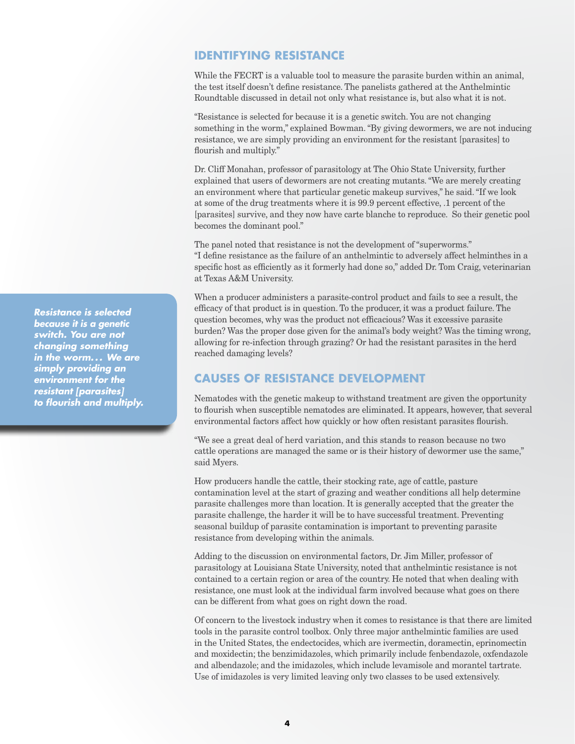## IDENTIFYING RESISTANCE

While the FECRT is a valuable tool to measure the parasite burden within an animal, the test itself doesn't define resistance. The panelists gathered at the Anthelmintic Roundtable discussed in detail not only what resistance is, but also what it is not.

"Resistance is selected for because it is a genetic switch. You are not changing something in the worm," explained Bowman. "By giving dewormers, we are not inducing resistance, we are simply providing an environment for the resistant [parasites] to flourish and multiply."

Dr. Cliff Monahan, professor of parasitology at The Ohio State University, further explained that users of dewormers are not creating mutants. "We are merely creating an environment where that particular genetic makeup survives," he said. "If we look at some of the drug treatments where it is 99.9 percent effective, .1 percent of the [parasites] survive, and they now have carte blanche to reproduce. So their genetic pool becomes the dominant pool."

The panel noted that resistance is not the development of "superworms." "I define resistance as the failure of an anthelmintic to adversely affect helminthes in a specific host as efficiently as it formerly had done so," added Dr. Tom Craig, veterinarian at Texas A&M University.

*Resistance is selected because it is a genetic switch. You are not changing something in the worm… We are simply providing an environment for the resistant [parasites] to flourish and multiply.*

When a producer administers a parasite-control product and fails to see a result, the efficacy of that product is in question. To the producer, it was a product failure. The question becomes, why was the product not efficacious? Was it excessive parasite burden? Was the proper dose given for the animal's body weight? Was the timing wrong, allowing for re-infection through grazing? Or had the resistant parasites in the herd reached damaging levels?

## CAUSES OF RESISTANCE DEVELOPMENT

Nematodes with the genetic makeup to withstand treatment are given the opportunity to flourish when susceptible nematodes are eliminated. It appears, however, that several environmental factors affect how quickly or how often resistant parasites flourish.

"We see a great deal of herd variation, and this stands to reason because no two cattle operations are managed the same or is their history of dewormer use the same," said Myers.

How producers handle the cattle, their stocking rate, age of cattle, pasture contamination level at the start of grazing and weather conditions all help determine parasite challenges more than location. It is generally accepted that the greater the parasite challenge, the harder it will be to have successful treatment. Preventing seasonal buildup of parasite contamination is important to preventing parasite resistance from developing within the animals.

Adding to the discussion on environmental factors, Dr. Jim Miller, professor of parasitology at Louisiana State University, noted that anthelmintic resistance is not contained to a certain region or area of the country. He noted that when dealing with resistance, one must look at the individual farm involved because what goes on there can be different from what goes on right down the road.

Of concern to the livestock industry when it comes to resistance is that there are limited tools in the parasite control toolbox. Only three major anthelmintic families are used in the United States, the endectocides, which are ivermectin, doramectin, eprinomectin and moxidectin; the benzimidazoles, which primarily include fenbendazole, oxfendazole and albendazole; and the imidazoles, which include levamisole and morantel tartrate. Use of imidazoles is very limited leaving only two classes to be used extensively.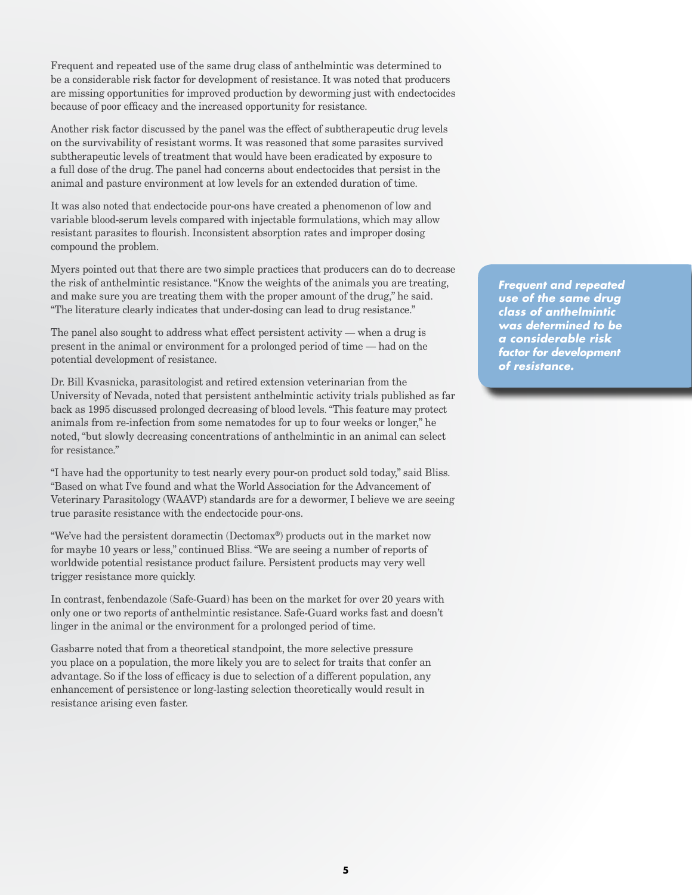Frequent and repeated use of the same drug class of anthelmintic was determined to be a considerable risk factor for development of resistance. It was noted that producers are missing opportunities for improved production by deworming just with endectocides because of poor efficacy and the increased opportunity for resistance.

Another risk factor discussed by the panel was the effect of subtherapeutic drug levels on the survivability of resistant worms. It was reasoned that some parasites survived subtherapeutic levels of treatment that would have been eradicated by exposure to a full dose of the drug. The panel had concerns about endectocides that persist in the animal and pasture environment at low levels for an extended duration of time.

It was also noted that endectocide pour-ons have created a phenomenon of low and variable blood-serum levels compared with injectable formulations, which may allow resistant parasites to flourish. Inconsistent absorption rates and improper dosing compound the problem.

Myers pointed out that there are two simple practices that producers can do to decrease the risk of anthelmintic resistance. "Know the weights of the animals you are treating, and make sure you are treating them with the proper amount of the drug," he said. "The literature clearly indicates that under-dosing can lead to drug resistance."

> ***Frequent and repeated use of the same drug class of anthelmintic was determined to be a considerable risk factor for development of resistance.***

The panel also sought to address what effect persistent activity — when a drug is present in the animal or environment for a prolonged period of time — had on the potential development of resistance.

Dr. Bill Kvasnicka, parasitologist and retired extension veterinarian from the University of Nevada, noted that persistent anthelmintic activity trials published as far back as 1995 discussed prolonged decreasing of blood levels. "This feature may protect animals from re-infection from some nematodes for up to four weeks or longer," he noted, "but slowly decreasing concentrations of anthelmintic in an animal can select for resistance."

"I have had the opportunity to test nearly every pour-on product sold today," said Bliss. "Based on what I've found and what the World Association for the Advancement of Veterinary Parasitology (WAAVP) standards are for a dewormer, I believe we are seeing true parasite resistance with the endectocide pour-ons.

"We've had the persistent doramectin (Dectomax®) products out in the market now for maybe 10 years or less," continued Bliss. "We are seeing a number of reports of worldwide potential resistance product failure. Persistent products may very well trigger resistance more quickly.

In contrast, fenbendazole (Safe-Guard) has been on the market for over 20 years with only one or two reports of anthelmintic resistance. Safe-Guard works fast and doesn't linger in the animal or the environment for a prolonged period of time.

Gasbarre noted that from a theoretical standpoint, the more selective pressure you place on a population, the more likely you are to select for traits that confer an advantage. So if the loss of efficacy is due to selection of a different population, any enhancement of persistence or long-lasting selection theoretically would result in resistance arising even faster.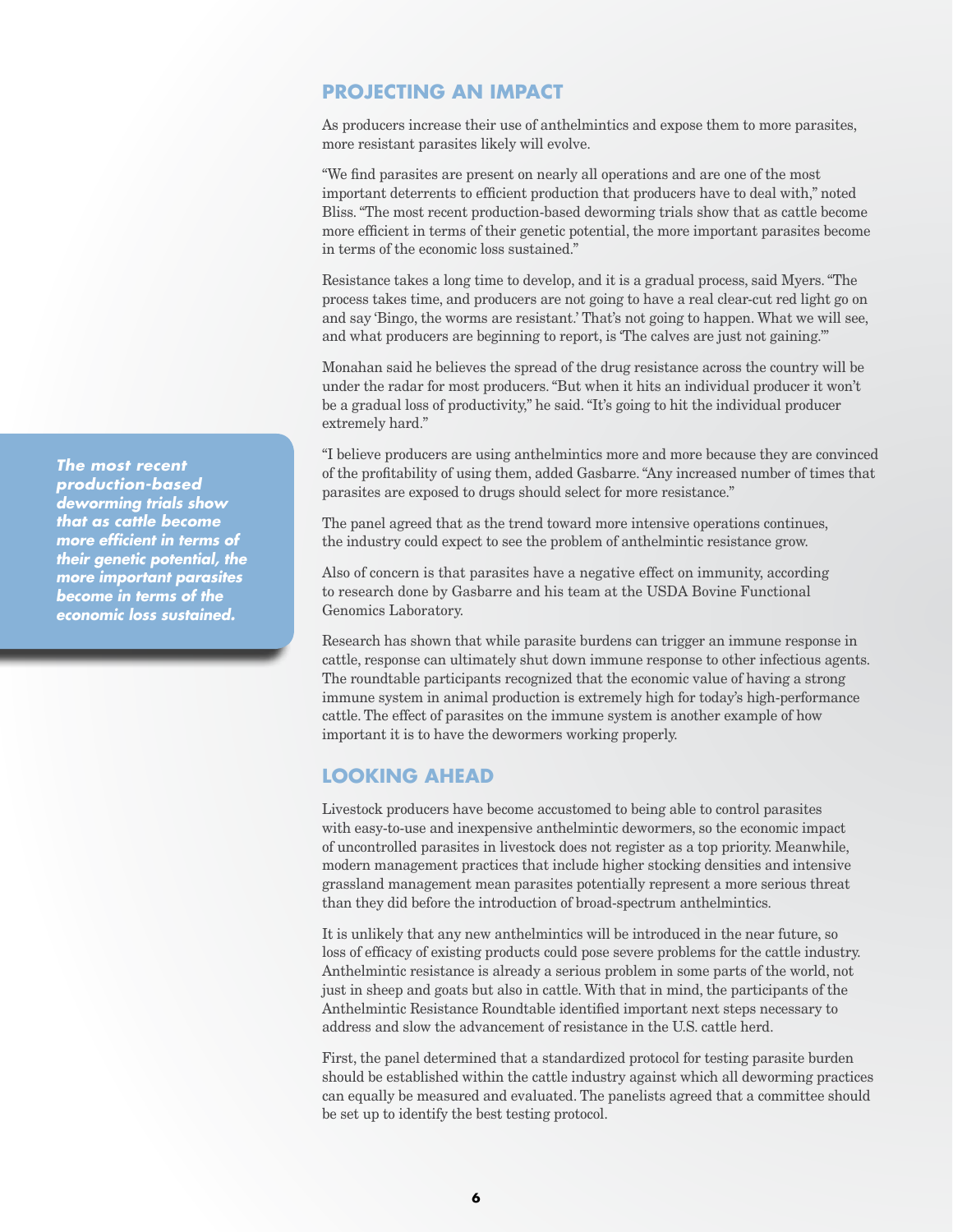## PROJECTING AN IMPACT

As producers increase their use of anthelmintics and expose them to more parasites, more resistant parasites likely will evolve.

"We find parasites are present on nearly all operations and are one of the most important deterrents to efficient production that producers have to deal with," noted Bliss. "The most recent production-based deworming trials show that as cattle become more efficient in terms of their genetic potential, the more important parasites become in terms of the economic loss sustained."

Resistance takes a long time to develop, and it is a gradual process, said Myers. "The process takes time, and producers are not going to have a real clear-cut red light go on and say 'Bingo, the worms are resistant.' That's not going to happen. What we will see, and what producers are beginning to report, is 'The calves are just not gaining.'"

Monahan said he believes the spread of the drug resistance across the country will be under the radar for most producers. "But when it hits an individual producer it won't be a gradual loss of productivity," he said. "It's going to hit the individual producer extremely hard."

> ***The most recent production-based deworming trials show that as cattle become more efficient in terms of their genetic potential, the more important parasites become in terms of the economic loss sustained.***

"I believe producers are using anthelmintics more and more because they are convinced of the profitability of using them, added Gasbarre. "Any increased number of times that parasites are exposed to drugs should select for more resistance."

The panel agreed that as the trend toward more intensive operations continues, the industry could expect to see the problem of anthelmintic resistance grow.

Also of concern is that parasites have a negative effect on immunity, according to research done by Gasbarre and his team at the USDA Bovine Functional Genomics Laboratory.

Research has shown that while parasite burdens can trigger an immune response in cattle, response can ultimately shut down immune response to other infectious agents. The roundtable participants recognized that the economic value of having a strong immune system in animal production is extremely high for today's high-performance cattle. The effect of parasites on the immune system is another example of how important it is to have the dewormers working properly.

## LOOKING AHEAD

Livestock producers have become accustomed to being able to control parasites with easy-to-use and inexpensive anthelmintic dewormers, so the economic impact of uncontrolled parasites in livestock does not register as a top priority. Meanwhile, modern management practices that include higher stocking densities and intensive grassland management mean parasites potentially represent a more serious threat than they did before the introduction of broad-spectrum anthelmintics.

It is unlikely that any new anthelmintics will be introduced in the near future, so loss of efficacy of existing products could pose severe problems for the cattle industry. Anthelmintic resistance is already a serious problem in some parts of the world, not just in sheep and goats but also in cattle. With that in mind, the participants of the Anthelmintic Resistance Roundtable identified important next steps necessary to address and slow the advancement of resistance in the U.S. cattle herd.

First, the panel determined that a standardized protocol for testing parasite burden should be established within the cattle industry against which all deworming practices can equally be measured and evaluated. The panelists agreed that a committee should be set up to identify the best testing protocol.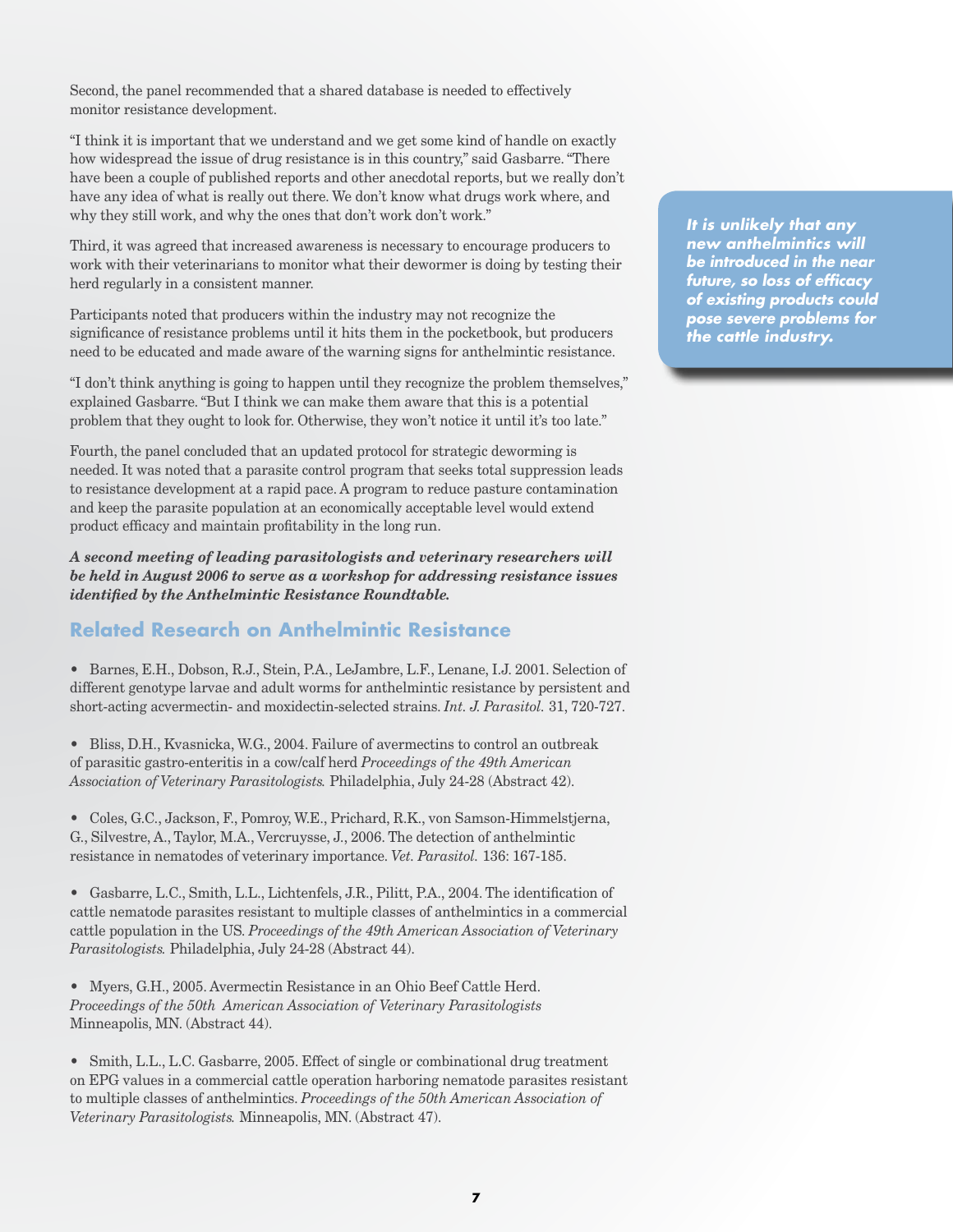Second, the panel recommended that a shared database is needed to effectively monitor resistance development.

"I think it is important that we understand and we get some kind of handle on exactly how widespread the issue of drug resistance is in this country," said Gasbarre. "There have been a couple of published reports and other anecdotal reports, but we really don't have any idea of what is really out there. We don't know what drugs work where, and why they still work, and why the ones that don't work don't work."

Third, it was agreed that increased awareness is necessary to encourage producers to work with their veterinarians to monitor what their dewormer is doing by testing their herd regularly in a consistent manner.

Participants noted that producers within the industry may not recognize the significance of resistance problems until it hits them in the pocketbook, but producers need to be educated and made aware of the warning signs for anthelmintic resistance.

"I don't think anything is going to happen until they recognize the problem themselves," explained Gasbarre. "But I think we can make them aware that this is a potential problem that they ought to look for. Otherwise, they won't notice it until it's too late."

Fourth, the panel concluded that an updated protocol for strategic deworming is needed. It was noted that a parasite control program that seeks total suppression leads to resistance development at a rapid pace. A program to reduce pasture contamination and keep the parasite population at an economically acceptable level would extend product efficacy and maintain profitability in the long run.

***It is unlikely that any new anthelmintics will be introduced in the near future, so loss of efficacy of existing products could pose severe problems for the cattle industry.***

***A second meeting of leading parasitologists and veterinary researchers will be held in August 2006 to serve as a workshop for addressing resistance issues identified by the Anthelmintic Resistance Roundtable.***

## Related Research on Anthelmintic Resistance

- Barnes, E.H., Dobson, R.J., Stein, P.A., LeJambre, L.F., Lenane, I.J. 2001. Selection of different genotype larvae and adult worms for anthelmintic resistance by persistent and short-acting acvermectin- and moxidectin-selected strains. *Int. J. Parasitol.* 31, 720-727.

- Bliss, D.H., Kvasnicka, W.G., 2004. Failure of avermectins to control an outbreak of parasitic gastro-enteritis in a cow/calf herd *Proceedings of the 49th American Association of Veterinary Parasitologists.* Philadelphia, July 24-28 (Abstract 42).

- Coles, G.C., Jackson, F., Pomroy, W.E., Prichard, R.K., von Samson-Himmelstjerna, G., Silvestre, A., Taylor, M.A., Vercruysse, J., 2006. The detection of anthelmintic resistance in nematodes of veterinary importance. *Vet. Parasitol.* 136: 167-185.

- Gasbarre, L.C., Smith, L.L., Lichtenfels, J.R., Pilitt, P.A., 2004. The identification of cattle nematode parasites resistant to multiple classes of anthelmintics in a commercial cattle population in the US. *Proceedings of the 49th American Association of Veterinary Parasitologists.* Philadelphia, July 24-28 (Abstract 44).

- Myers, G.H., 2005. Avermectin Resistance in an Ohio Beef Cattle Herd. *Proceedings of the 50th American Association of Veterinary Parasitologists* Minneapolis, MN. (Abstract 44).

- Smith, L.L., L.C. Gasbarre, 2005. Effect of single or combinational drug treatment on EPG values in a commercial cattle operation harboring nematode parasites resistant to multiple classes of anthelmintics. *Proceedings of the 50th American Association of Veterinary Parasitologists.* Minneapolis, MN. (Abstract 47).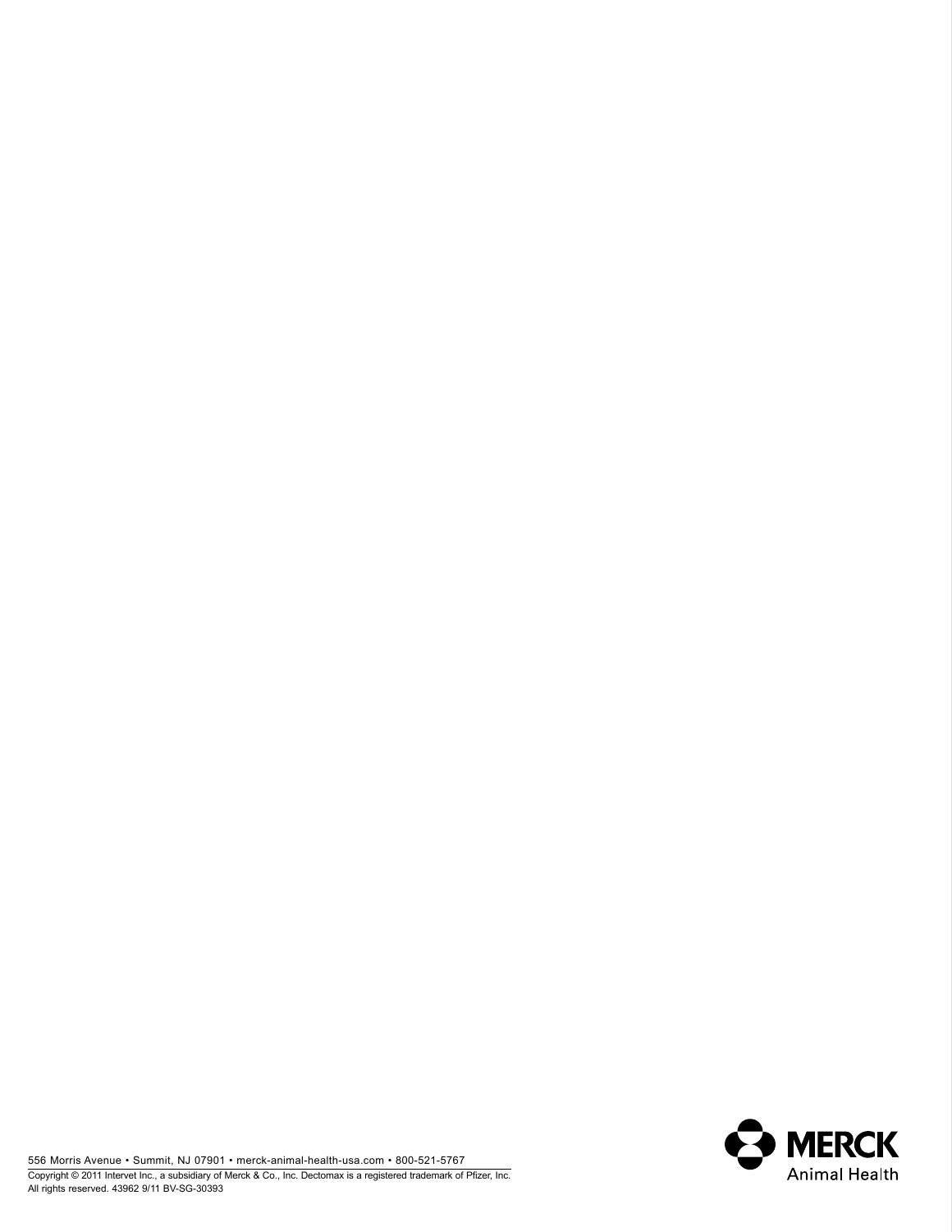556 Morris Avenue • Summit, NJ 07901 • merck-animal-health-usa.com • 800-521-5767

Copyright © 2011 Intervet Inc., a subsidiary of Merck & Co., Inc. Dectomax is a registered trademark of Pfizer, Inc. All rights reserved. 43962 9/11 BV-SG-30393

MERCK
Animal Health